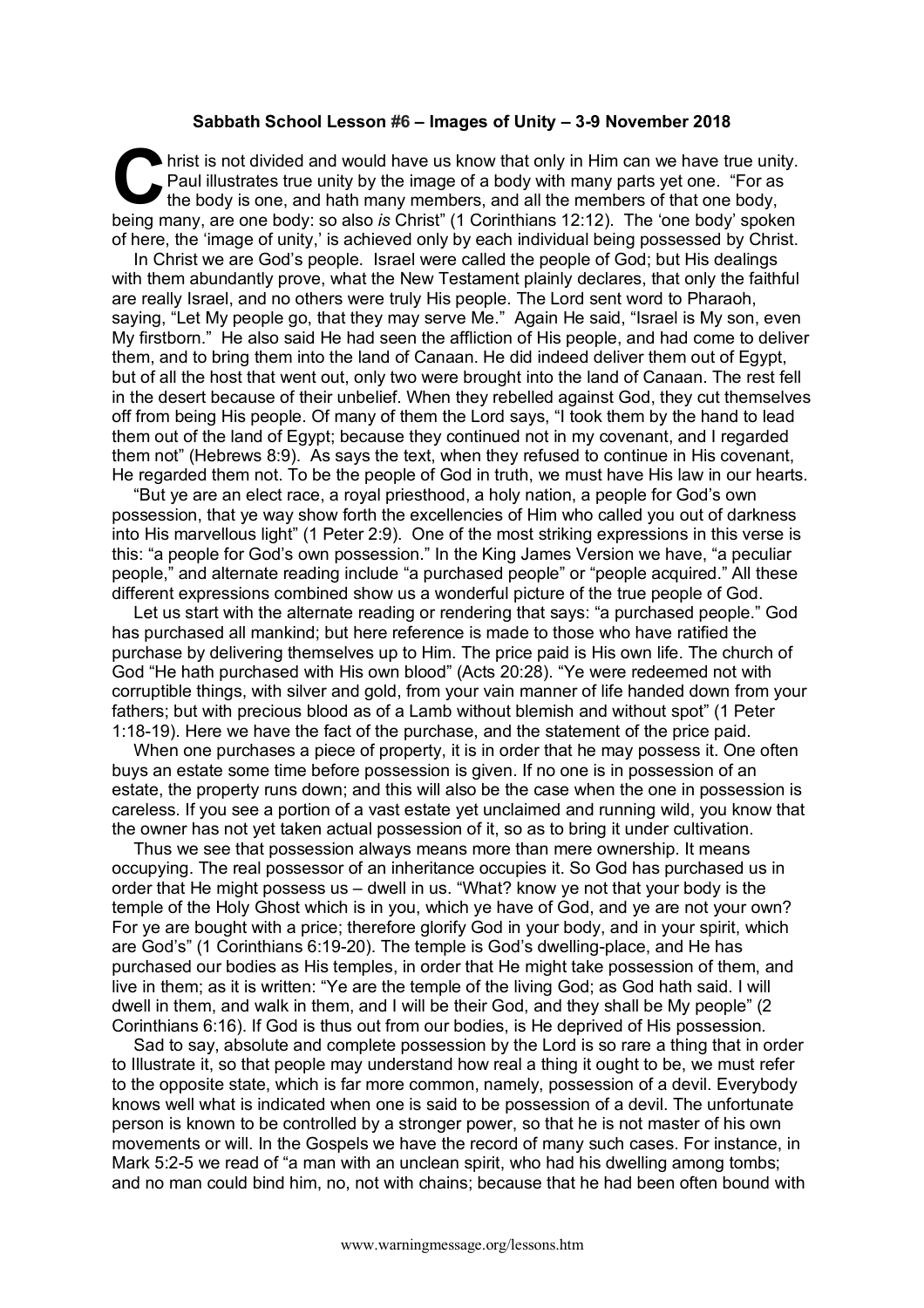**Sabbath School Lesson #6 – Images of Unity – 3-9 November 2018**

Christ is not divided and would have us know that only in Him can we have true unity. Paul illustrates true unity by the image of a body with many parts yet one. "For as the body is one, and hath many members, and all the members of that one body, being many, are one body: so also *is* Christ" (1 Corinthians 12:12). The 'one body' spoken of here, the 'image of unity,' is achieved only by each individual being possessed by Christ.

In Christ we are God's people. Israel were called the people of God; but His dealings with them abundantly prove, what the New Testament plainly declares, that only the faithful are really Israel, and no others were truly His people. The Lord sent word to Pharaoh, saying, "Let My people go, that they may serve Me." Again He said, "Israel is My son, even My firstborn." He also said He had seen the affliction of His people, and had come to deliver them, and to bring them into the land of Canaan. He did indeed deliver them out of Egypt, but of all the host that went out, only two were brought into the land of Canaan. The rest fell in the desert because of their unbelief. When they rebelled against God, they cut themselves off from being His people. Of many of them the Lord says, "I took them by the hand to lead them out of the land of Egypt; because they continued not in my covenant, and I regarded them not" (Hebrews 8:9). As says the text, when they refused to continue in His covenant, He regarded them not. To be the people of God in truth, we must have His law in our hearts.

"But ye are an elect race, a royal priesthood, a holy nation, a people for God's own possession, that ye way show forth the excellencies of Him who called you out of darkness into His marvellous light" (1 Peter 2:9). One of the most striking expressions in this verse is this: "a people for God's own possession." In the King James Version we have, "a peculiar people," and alternate reading include "a purchased people" or "people acquired." All these different expressions combined show us a wonderful picture of the true people of God.

Let us start with the alternate reading or rendering that says: "a purchased people." God has purchased all mankind; but here reference is made to those who have ratified the purchase by delivering themselves up to Him. The price paid is His own life. The church of God "He hath purchased with His own blood" (Acts 20:28). "Ye were redeemed not with corruptible things, with silver and gold, from your vain manner of life handed down from your fathers; but with precious blood as of a Lamb without blemish and without spot" (1 Peter 1:18-19). Here we have the fact of the purchase, and the statement of the price paid.

When one purchases a piece of property, it is in order that he may possess it. One often buys an estate some time before possession is given. If no one is in possession of an estate, the property runs down; and this will also be the case when the one in possession is careless. If you see a portion of a vast estate yet unclaimed and running wild, you know that the owner has not yet taken actual possession of it, so as to bring it under cultivation.

Thus we see that possession always means more than mere ownership. It means occupying. The real possessor of an inheritance occupies it. So God has purchased us in order that He might possess us – dwell in us. "What? know ye not that your body is the temple of the Holy Ghost which is in you, which ye have of God, and ye are not your own? For ye are bought with a price; therefore glorify God in your body, and in your spirit, which are God's" (1 Corinthians 6:19-20). The temple is God's dwelling-place, and He has purchased our bodies as His temples, in order that He might take possession of them, and live in them; as it is written: "Ye are the temple of the living God; as God hath said. I will dwell in them, and walk in them, and I will be their God, and they shall be My people" (2 Corinthians 6:16). If God is thus out from our bodies, is He deprived of His possession.

Sad to say, absolute and complete possession by the Lord is so rare a thing that in order to Illustrate it, so that people may understand how real a thing it ought to be, we must refer to the opposite state, which is far more common, namely, possession of a devil. Everybody knows well what is indicated when one is said to be possession of a devil. The unfortunate person is known to be controlled by a stronger power, so that he is not master of his own movements or will. In the Gospels we have the record of many such cases. For instance, in Mark 5:2-5 we read of "a man with an unclean spirit, who had his dwelling among tombs; and no man could bind him, no, not with chains; because that he had been often bound with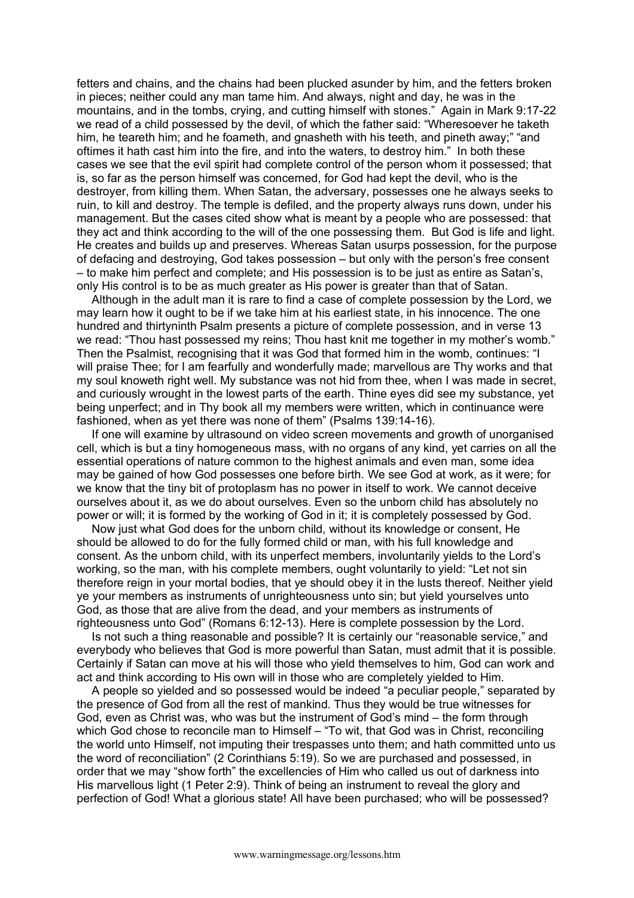fetters and chains, and the chains had been plucked asunder by him, and the fetters broken in pieces; neither could any man tame him. And always, night and day, he was in the mountains, and in the tombs, crying, and cutting himself with stones." Again in Mark 9:17-22 we read of a child possessed by the devil, of which the father said: "Wheresoever he taketh him, he teareth him; and he foameth, and gnasheth with his teeth, and pineth away;" "and oftimes it hath cast him into the fire, and into the waters, to destroy him." In both these cases we see that the evil spirit had complete control of the person whom it possessed; that is, so far as the person himself was concerned, for God had kept the devil, who is the destroyer, from killing them. When Satan, the adversary, possesses one he always seeks to ruin, to kill and destroy. The temple is defiled, and the property always runs down, under his management. But the cases cited show what is meant by a people who are possessed: that they act and think according to the will of the one possessing them. But God is life and light. He creates and builds up and preserves. Whereas Satan usurps possession, for the purpose of defacing and destroying, God takes possession – but only with the person's free consent – to make him perfect and complete; and His possession is to be just as entire as Satan's, only His control is to be as much greater as His power is greater than that of Satan.

Although in the adult man it is rare to find a case of complete possession by the Lord, we may learn how it ought to be if we take him at his earliest state, in his innocence. The one hundred and thirtyninth Psalm presents a picture of complete possession, and in verse 13 we read: "Thou hast possessed my reins; Thou hast knit me together in my mother's womb." Then the Psalmist, recognising that it was God that formed him in the womb, continues: "I will praise Thee; for I am fearfully and wonderfully made; marvellous are Thy works and that my soul knoweth right well. My substance was not hid from thee, when I was made in secret, and curiously wrought in the lowest parts of the earth. Thine eyes did see my substance, yet being unperfect; and in Thy book all my members were written, which in continuance were fashioned, when as yet there was none of them" (Psalms 139:14-16).

If one will examine by ultrasound on video screen movements and growth of unorganised cell, which is but a tiny homogeneous mass, with no organs of any kind, yet carries on all the essential operations of nature common to the highest animals and even man, some idea may be gained of how God possesses one before birth. We see God at work, as it were; for we know that the tiny bit of protoplasm has no power in itself to work. We cannot deceive ourselves about it, as we do about ourselves. Even so the unborn child has absolutely no power or will; it is formed by the working of God in it; it is completely possessed by God.

Now just what God does for the unborn child, without its knowledge or consent, He should be allowed to do for the fully formed child or man, with his full knowledge and consent. As the unborn child, with its unperfect members, involuntarily yields to the Lord's working, so the man, with his complete members, ought voluntarily to yield: "Let not sin therefore reign in your mortal bodies, that ye should obey it in the lusts thereof. Neither yield ye your members as instruments of unrighteousness unto sin; but yield yourselves unto God, as those that are alive from the dead, and your members as instruments of righteousness unto God" (Romans 6:12-13). Here is complete possession by the Lord.

Is not such a thing reasonable and possible? It is certainly our "reasonable service," and everybody who believes that God is more powerful than Satan, must admit that it is possible. Certainly if Satan can move at his will those who yield themselves to him, God can work and act and think according to His own will in those who are completely yielded to Him.

A people so yielded and so possessed would be indeed "a peculiar people," separated by the presence of God from all the rest of mankind. Thus they would be true witnesses for God, even as Christ was, who was but the instrument of God's mind – the form through which God chose to reconcile man to Himself – "To wit, that God was in Christ, reconciling the world unto Himself, not imputing their trespasses unto them; and hath committed unto us the word of reconciliation" (2 Corinthians 5:19). So we are purchased and possessed, in order that we may "show forth" the excellencies of Him who called us out of darkness into His marvellous light (1 Peter 2:9). Think of being an instrument to reveal the glory and perfection of God! What a glorious state! All have been purchased; who will be possessed?

www.warningmessage.org/lessons.htm